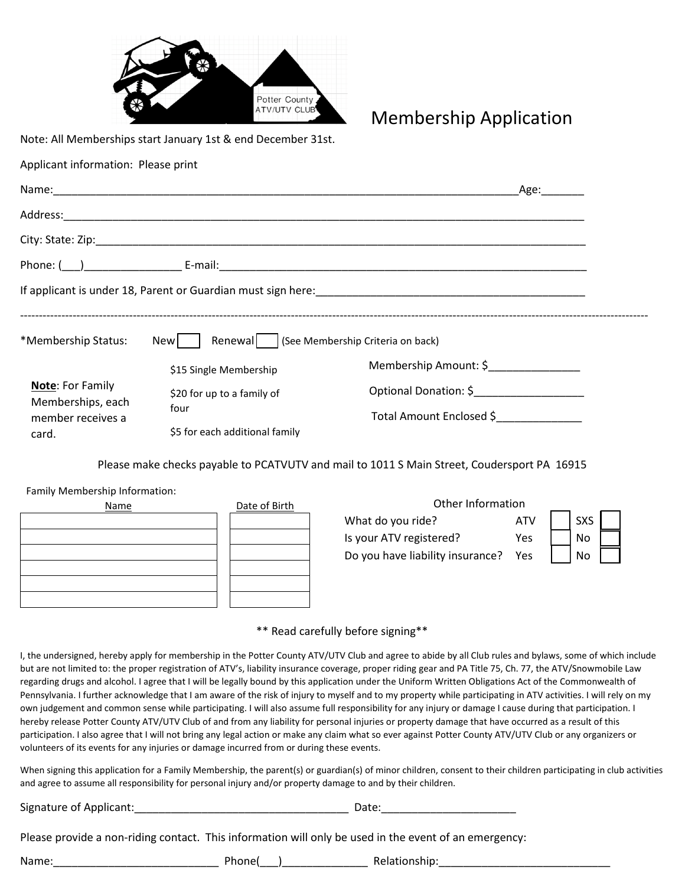Potter County ATV/UTV CLUB

# Membership Application

Note: All Memberships start January 1st & end December 31st.

Applicant information: Please print

Name:_______________________________________________________________________________Age:_______

Address:___________________________________________________________________________________________

City: State: Zip:_____________________________________________________________________________________

Phone: (___)________________ E-mail:___________________________________________________________________

If applicant is under 18, Parent or Guardian must sign here:_____________________________________________

---

*Membership Status: New [ ] Renewal [ ] (See Membership Criteria on back)

**Note**: For Family Memberships, each member receives a card.

$15 Single Membership

$20 for up to a family of four

$5 for each additional family

Membership Amount: $_______________

Optional Donation: $__________________

Total Amount Enclosed $______________

Please make checks payable to PCATVUTV and mail to 1011 S Main Street, Coudersport PA 16915

Family Membership Information:

| Name | Date of Birth |
|---|---|
| | |
| | |
| | |
| | |
| | |
| | |

Other Information

| | | | | |
|---|---|---|---|---|
| What do you ride? | ATV | [ ] | SXS | [ ] |
| Is your ATV registered? | Yes | [ ] | No | [ ] |
| Do you have liability insurance? | Yes | [ ] | No | [ ] |

** Read carefully before signing**

I, the undersigned, hereby apply for membership in the Potter County ATV/UTV Club and agree to abide by all Club rules and bylaws, some of which include but are not limited to: the proper registration of ATV's, liability insurance coverage, proper riding gear and PA Title 75, Ch. 77, the ATV/Snowmobile Law regarding drugs and alcohol. I agree that I will be legally bound by this application under the Uniform Written Obligations Act of the Commonwealth of Pennsylvania. I further acknowledge that I am aware of the risk of injury to myself and to my property while participating in ATV activities. I will rely on my own judgement and common sense while participating. I will also assume full responsibility for any injury or damage I cause during that participation. I hereby release Potter County ATV/UTV Club of and from any liability for personal injuries or property damage that have occurred as a result of this participation. I also agree that I will not bring any legal action or make any claim what so ever against Potter County ATV/UTV Club or any organizers or volunteers of its events for any injuries or damage incurred from or during these events.

When signing this application for a Family Membership, the parent(s) or guardian(s) of minor children, consent to their children participating in club activities and agree to assume all responsibility for personal injury and/or property damage to and by their children.

Signature of Applicant:____________________________________ Date:______________________

Please provide a non-riding contact. This information will only be used in the event of an emergency:

Name:___________________________ Phone(___)______________ Relationship:____________________________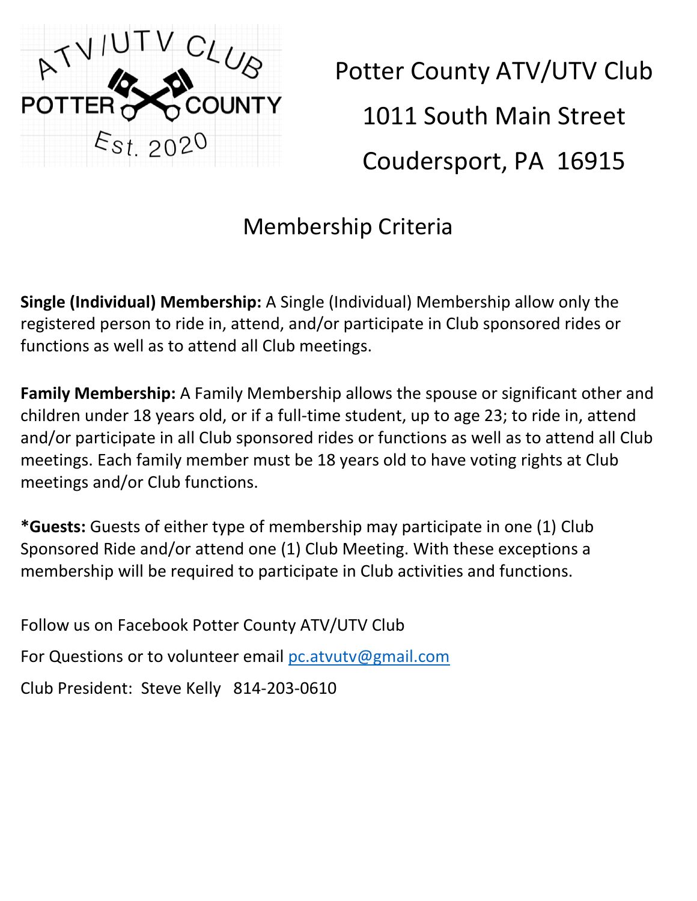Potter County ATV/UTV Club

1011 South Main Street

Coudersport, PA 16915

## Membership Criteria

**Single (Individual) Membership:** A Single (Individual) Membership allow only the registered person to ride in, attend, and/or participate in Club sponsored rides or functions as well as to attend all Club meetings.

**Family Membership:** A Family Membership allows the spouse or significant other and children under 18 years old, or if a full-time student, up to age 23; to ride in, attend and/or participate in all Club sponsored rides or functions as well as to attend all Club meetings. Each family member must be 18 years old to have voting rights at Club meetings and/or Club functions.

***Guests:** Guests of either type of membership may participate in one (1) Club Sponsored Ride and/or attend one (1) Club Meeting. With these exceptions a membership will be required to participate in Club activities and functions.

Follow us on Facebook Potter County ATV/UTV Club

For Questions or to volunteer email pc.atvutv@gmail.com

Club President: Steve Kelly 814-203-0610